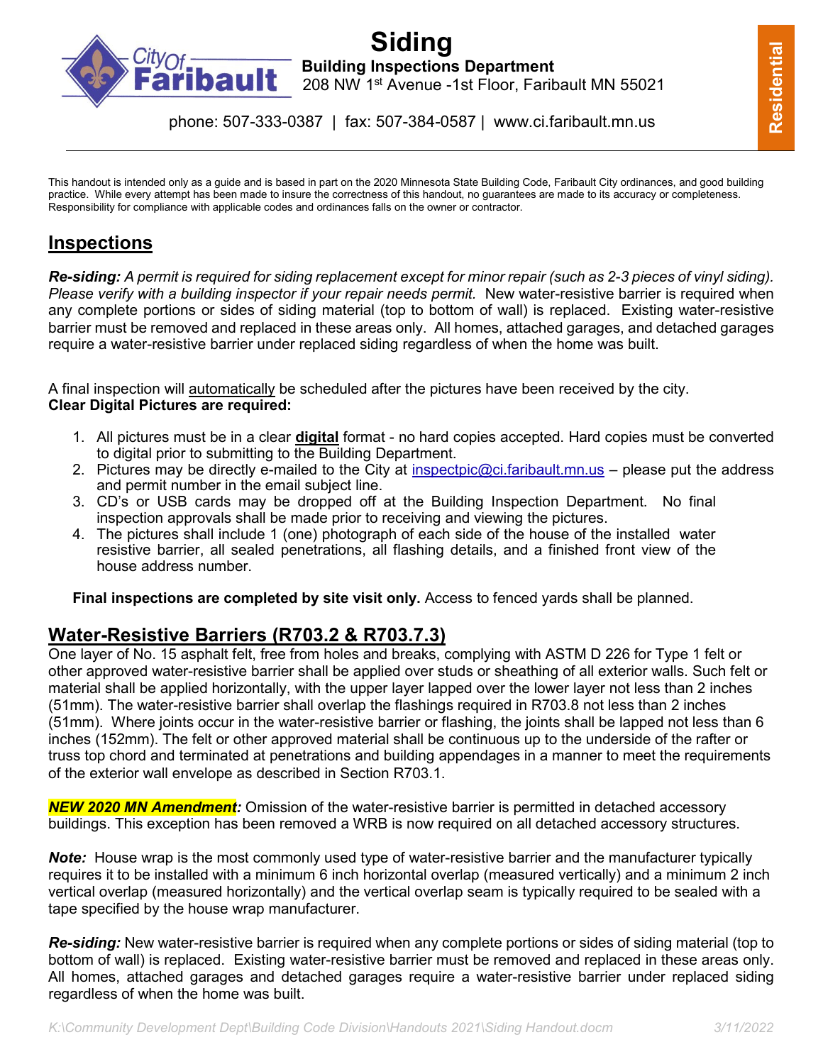# Siding

**Building Inspections Department**
208 NW 1st Avenue -1st Floor, Faribault MN 55021

phone: 507-333-0387 | fax: 507-384-0587 | www.ci.faribault.mn.us

**Residential**

This handout is intended only as a guide and is based in part on the 2020 Minnesota State Building Code, Faribault City ordinances, and good building practice. While every attempt has been made to insure the correctness of this handout, no guarantees are made to its accuracy or completeness. Responsibility for compliance with applicable codes and ordinances falls on the owner or contractor.

## Inspections

***Re-siding:*** *A permit is required for siding replacement except for minor repair (such as 2-3 pieces of vinyl siding). Please verify with a building inspector if your repair needs permit.* New water-resistive barrier is required when any complete portions or sides of siding material (top to bottom of wall) is replaced. Existing water-resistive barrier must be removed and replaced in these areas only. All homes, attached garages, and detached garages require a water-resistive barrier under replaced siding regardless of when the home was built.

A final inspection will automatically be scheduled after the pictures have been received by the city.
**Clear Digital Pictures are required:**

1. All pictures must be in a clear **digital** format - no hard copies accepted. Hard copies must be converted to digital prior to submitting to the Building Department.
2. Pictures may be directly e-mailed to the City at inspectpic@ci.faribault.mn.us – please put the address and permit number in the email subject line.
3. CD's or USB cards may be dropped off at the Building Inspection Department. No final inspection approvals shall be made prior to receiving and viewing the pictures.
4. The pictures shall include 1 (one) photograph of each side of the house of the installed water resistive barrier, all sealed penetrations, all flashing details, and a finished front view of the house address number.

**Final inspections are completed by site visit only.** Access to fenced yards shall be planned.

## Water-Resistive Barriers (R703.2 & R703.7.3)

One layer of No. 15 asphalt felt, free from holes and breaks, complying with ASTM D 226 for Type 1 felt or other approved water-resistive barrier shall be applied over studs or sheathing of all exterior walls. Such felt or material shall be applied horizontally, with the upper layer lapped over the lower layer not less than 2 inches (51mm). The water-resistive barrier shall overlap the flashings required in R703.8 not less than 2 inches (51mm). Where joints occur in the water-resistive barrier or flashing, the joints shall be lapped not less than 6 inches (152mm). The felt or other approved material shall be continuous up to the underside of the rafter or truss top chord and terminated at penetrations and building appendages in a manner to meet the requirements of the exterior wall envelope as described in Section R703.1.

***NEW 2020 MN Amendment:*** Omission of the water-resistive barrier is permitted in detached accessory buildings. This exception has been removed a WRB is now required on all detached accessory structures.

***Note:*** House wrap is the most commonly used type of water-resistive barrier and the manufacturer typically requires it to be installed with a minimum 6 inch horizontal overlap (measured vertically) and a minimum 2 inch vertical overlap (measured horizontally) and the vertical overlap seam is typically required to be sealed with a tape specified by the house wrap manufacturer.

***Re-siding:*** New water-resistive barrier is required when any complete portions or sides of siding material (top to bottom of wall) is replaced. Existing water-resistive barrier must be removed and replaced in these areas only. All homes, attached garages and detached garages require a water-resistive barrier under replaced siding regardless of when the home was built.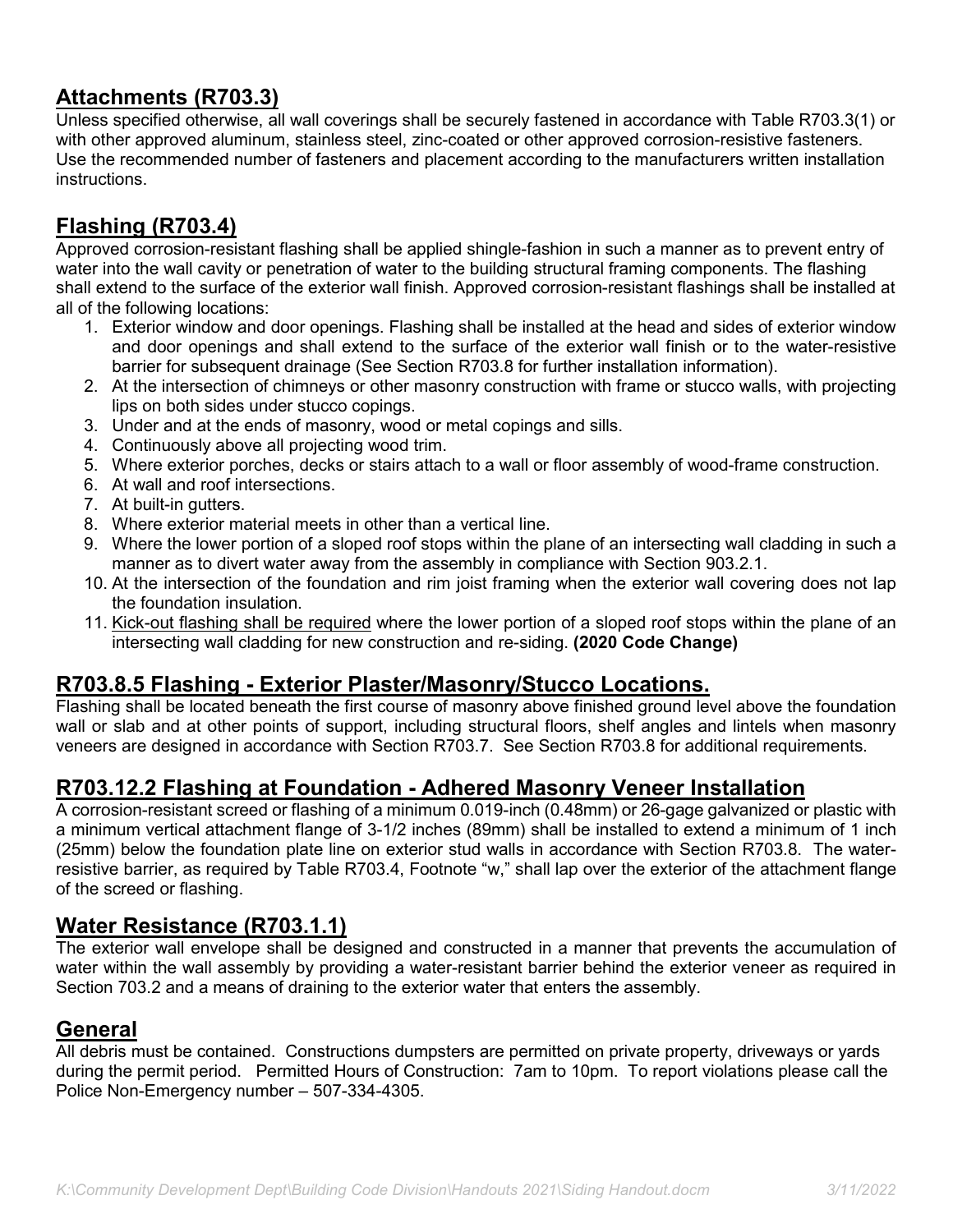## Attachments (R703.3)

Unless specified otherwise, all wall coverings shall be securely fastened in accordance with Table R703.3(1) or with other approved aluminum, stainless steel, zinc-coated or other approved corrosion-resistive fasteners. Use the recommended number of fasteners and placement according to the manufacturers written installation instructions.

## Flashing (R703.4)

Approved corrosion-resistant flashing shall be applied shingle-fashion in such a manner as to prevent entry of water into the wall cavity or penetration of water to the building structural framing components. The flashing shall extend to the surface of the exterior wall finish. Approved corrosion-resistant flashings shall be installed at all of the following locations:

1. Exterior window and door openings. Flashing shall be installed at the head and sides of exterior window and door openings and shall extend to the surface of the exterior wall finish or to the water-resistive barrier for subsequent drainage (See Section R703.8 for further installation information).
2. At the intersection of chimneys or other masonry construction with frame or stucco walls, with projecting lips on both sides under stucco copings.
3. Under and at the ends of masonry, wood or metal copings and sills.
4. Continuously above all projecting wood trim.
5. Where exterior porches, decks or stairs attach to a wall or floor assembly of wood-frame construction.
6. At wall and roof intersections.
7. At built-in gutters.
8. Where exterior material meets in other than a vertical line.
9. Where the lower portion of a sloped roof stops within the plane of an intersecting wall cladding in such a manner as to divert water away from the assembly in compliance with Section 903.2.1.
10. At the intersection of the foundation and rim joist framing when the exterior wall covering does not lap the foundation insulation.
11. <u>Kick-out flashing shall be required</u> where the lower portion of a sloped roof stops within the plane of an intersecting wall cladding for new construction and re-siding. **(2020 Code Change)**

## R703.8.5 Flashing - Exterior Plaster/Masonry/Stucco Locations.

Flashing shall be located beneath the first course of masonry above finished ground level above the foundation wall or slab and at other points of support, including structural floors, shelf angles and lintels when masonry veneers are designed in accordance with Section R703.7. See Section R703.8 for additional requirements.

## R703.12.2 Flashing at Foundation - Adhered Masonry Veneer Installation

A corrosion-resistant screed or flashing of a minimum 0.019-inch (0.48mm) or 26-gage galvanized or plastic with a minimum vertical attachment flange of 3-1/2 inches (89mm) shall be installed to extend a minimum of 1 inch (25mm) below the foundation plate line on exterior stud walls in accordance with Section R703.8. The water-resistive barrier, as required by Table R703.4, Footnote "w," shall lap over the exterior of the attachment flange of the screed or flashing.

## Water Resistance (R703.1.1)

The exterior wall envelope shall be designed and constructed in a manner that prevents the accumulation of water within the wall assembly by providing a water-resistant barrier behind the exterior veneer as required in Section 703.2 and a means of draining to the exterior water that enters the assembly.

## General

All debris must be contained. Constructions dumpsters are permitted on private property, driveways or yards during the permit period. Permitted Hours of Construction: 7am to 10pm. To report violations please call the Police Non-Emergency number – 507-334-4305.